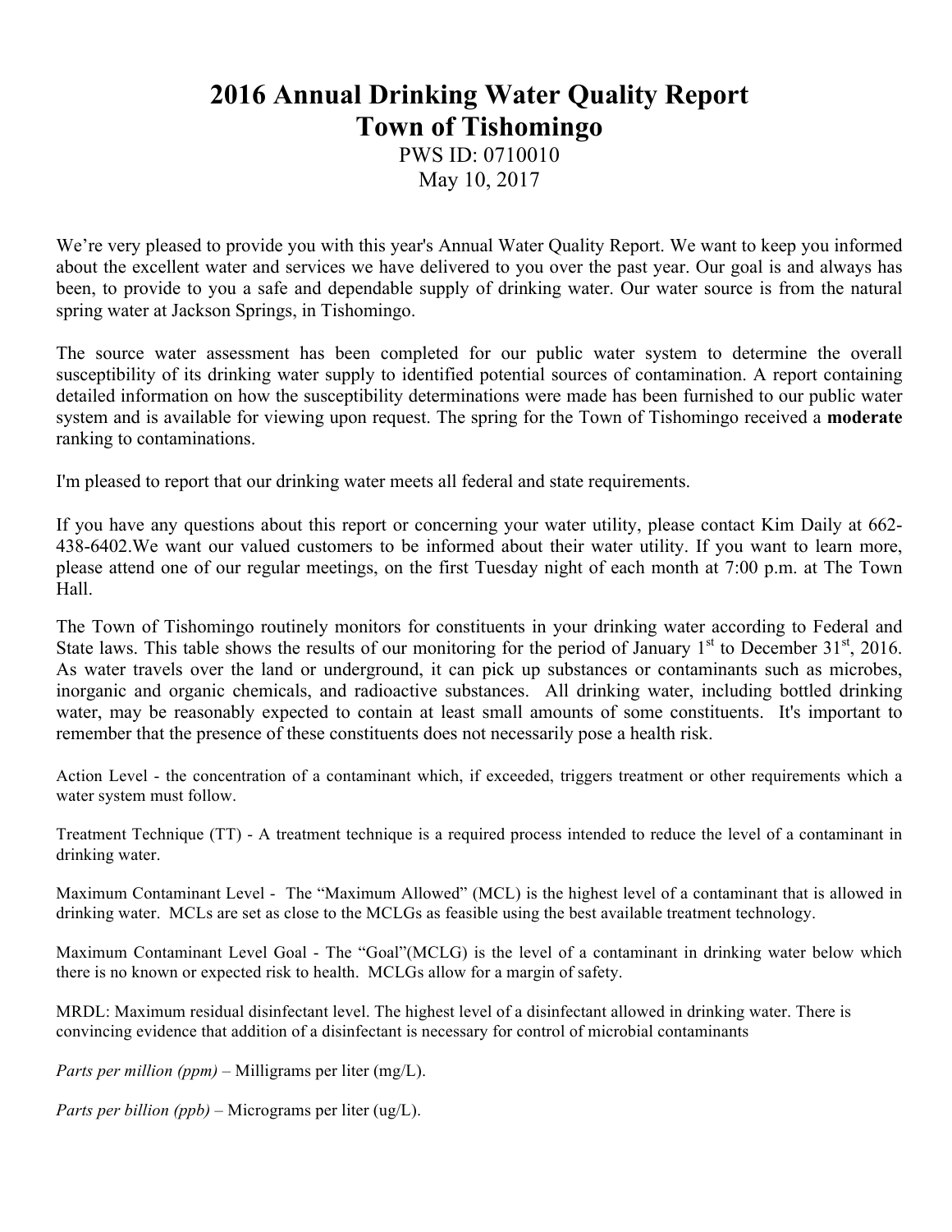# 2016 Annual Drinking Water Quality Report
# Town of Tishomingo

PWS ID: 0710010

May 10, 2017

We're very pleased to provide you with this year's Annual Water Quality Report. We want to keep you informed about the excellent water and services we have delivered to you over the past year. Our goal is and always has been, to provide to you a safe and dependable supply of drinking water. Our water source is from the natural spring water at Jackson Springs, in Tishomingo.

The source water assessment has been completed for our public water system to determine the overall susceptibility of its drinking water supply to identified potential sources of contamination. A report containing detailed information on how the susceptibility determinations were made has been furnished to our public water system and is available for viewing upon request. The spring for the Town of Tishomingo received a **moderate** ranking to contaminations.

I'm pleased to report that our drinking water meets all federal and state requirements.

If you have any questions about this report or concerning your water utility, please contact Kim Daily at 662-438-6402.We want our valued customers to be informed about their water utility. If you want to learn more, please attend one of our regular meetings, on the first Tuesday night of each month at 7:00 p.m. at The Town Hall.

The Town of Tishomingo routinely monitors for constituents in your drinking water according to Federal and State laws. This table shows the results of our monitoring for the period of January 1st to December 31st, 2016. As water travels over the land or underground, it can pick up substances or contaminants such as microbes, inorganic and organic chemicals, and radioactive substances. All drinking water, including bottled drinking water, may be reasonably expected to contain at least small amounts of some constituents. It's important to remember that the presence of these constituents does not necessarily pose a health risk.

Action Level - the concentration of a contaminant which, if exceeded, triggers treatment or other requirements which a water system must follow.

Treatment Technique (TT) - A treatment technique is a required process intended to reduce the level of a contaminant in drinking water.

Maximum Contaminant Level - The "Maximum Allowed" (MCL) is the highest level of a contaminant that is allowed in drinking water. MCLs are set as close to the MCLGs as feasible using the best available treatment technology.

Maximum Contaminant Level Goal - The "Goal"(MCLG) is the level of a contaminant in drinking water below which there is no known or expected risk to health. MCLGs allow for a margin of safety.

MRDL: Maximum residual disinfectant level. The highest level of a disinfectant allowed in drinking water. There is convincing evidence that addition of a disinfectant is necessary for control of microbial contaminants

*Parts per million (ppm)* – Milligrams per liter (mg/L).

*Parts per billion (ppb)* – Micrograms per liter (ug/L).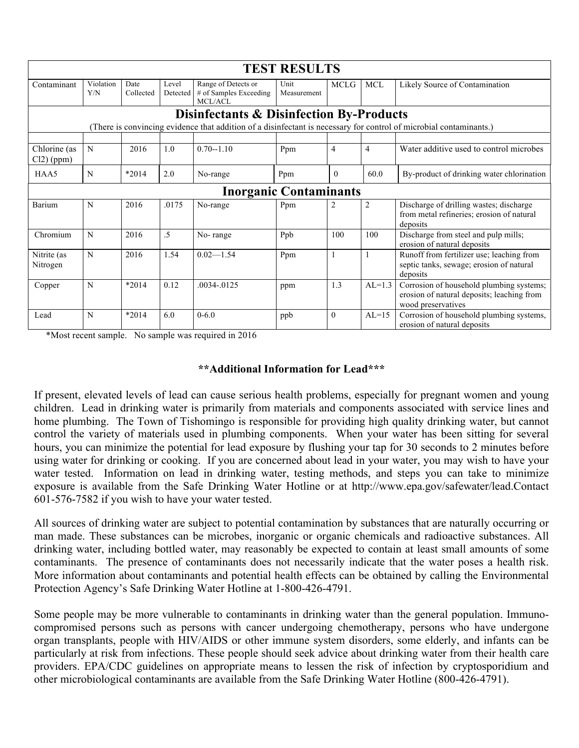| TEST RESULTS | | | | | | | | |
|---|---|---|---|---|---|---|---|---|
| Contaminant | Violation Y/N | Date Collected | Level Detected | Range of Detects or # of Samples Exceeding MCL/ACL | Unit Measurement | MCLG | MCL | Likely Source of Contamination |
| **Disinfectants & Disinfection By-Products** (There is convincing evidence that addition of a disinfectant is necessary for control of microbial contaminants.) | | | | | | | | |
| Chlorine (as Cl2) (ppm) | N | 2016 | 1.0 | 0.70--1.10 | Ppm | 4 | 4 | Water additive used to control microbes |
| HAA5 | N | *2014 | 2.0 | No-range | Ppm | 0 | 60.0 | By-product of drinking water chlorination |
| **Inorganic Contaminants** | | | | | | | | |
| Barium | N | 2016 | .0175 | No-range | Ppm | 2 | 2 | Discharge of drilling wastes; discharge from metal refineries; erosion of natural deposits |
| Chromium | N | 2016 | .5 | No- range | Ppb | 100 | 100 | Discharge from steel and pulp mills; erosion of natural deposits |
| Nitrite (as Nitrogen | N | 2016 | 1.54 | 0.02—1.54 | Ppm | 1 | 1 | Runoff from fertilizer use; leaching from septic tanks, sewage; erosion of natural deposits |
| Copper | N | *2014 | 0.12 | .0034-.0125 | ppm | 1.3 | AL=1.3 | Corrosion of household plumbing systems; erosion of natural deposits; leaching from wood preservatives |
| Lead | N | *2014 | 6.0 | 0-6.0 | ppb | 0 | AL=15 | Corrosion of household plumbing systems, erosion of natural deposits |

*Most recent sample. No sample was required in 2016

**\*\*Additional Information for Lead\*\*\***

If present, elevated levels of lead can cause serious health problems, especially for pregnant women and young children. Lead in drinking water is primarily from materials and components associated with service lines and home plumbing. The Town of Tishomingo is responsible for providing high quality drinking water, but cannot control the variety of materials used in plumbing components. When your water has been sitting for several hours, you can minimize the potential for lead exposure by flushing your tap for 30 seconds to 2 minutes before using water for drinking or cooking. If you are concerned about lead in your water, you may wish to have your water tested. Information on lead in drinking water, testing methods, and steps you can take to minimize exposure is available from the Safe Drinking Water Hotline or at http://www.epa.gov/safewater/lead.Contact 601-576-7582 if you wish to have your water tested.

All sources of drinking water are subject to potential contamination by substances that are naturally occurring or man made. These substances can be microbes, inorganic or organic chemicals and radioactive substances. All drinking water, including bottled water, may reasonably be expected to contain at least small amounts of some contaminants. The presence of contaminants does not necessarily indicate that the water poses a health risk. More information about contaminants and potential health effects can be obtained by calling the Environmental Protection Agency's Safe Drinking Water Hotline at 1-800-426-4791.

Some people may be more vulnerable to contaminants in drinking water than the general population. Immuno-compromised persons such as persons with cancer undergoing chemotherapy, persons who have undergone organ transplants, people with HIV/AIDS or other immune system disorders, some elderly, and infants can be particularly at risk from infections. These people should seek advice about drinking water from their health care providers. EPA/CDC guidelines on appropriate means to lessen the risk of infection by cryptosporidium and other microbiological contaminants are available from the Safe Drinking Water Hotline (800-426-4791).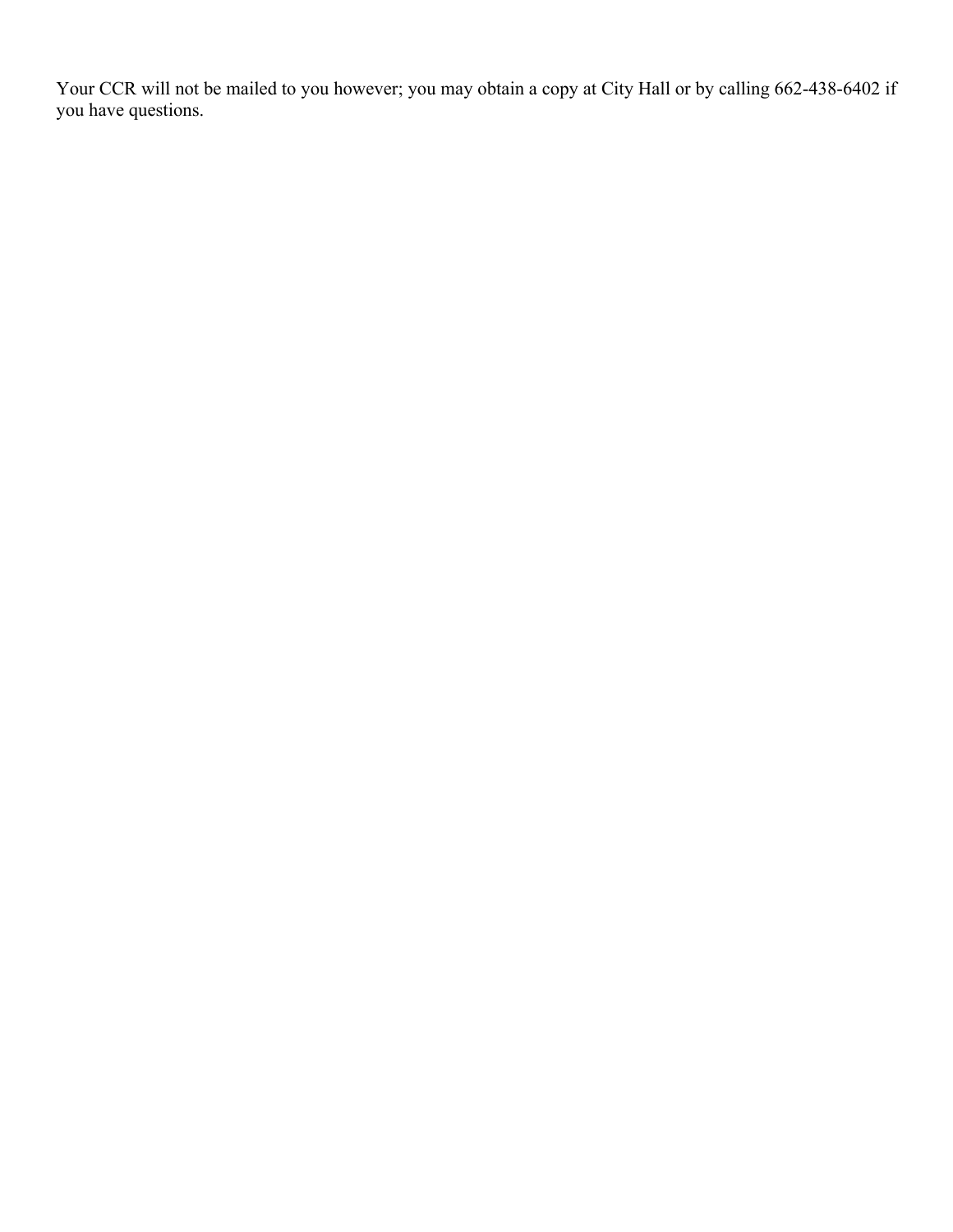Your CCR will not be mailed to you however; you may obtain a copy at City Hall or by calling 662-438-6402 if you have questions.